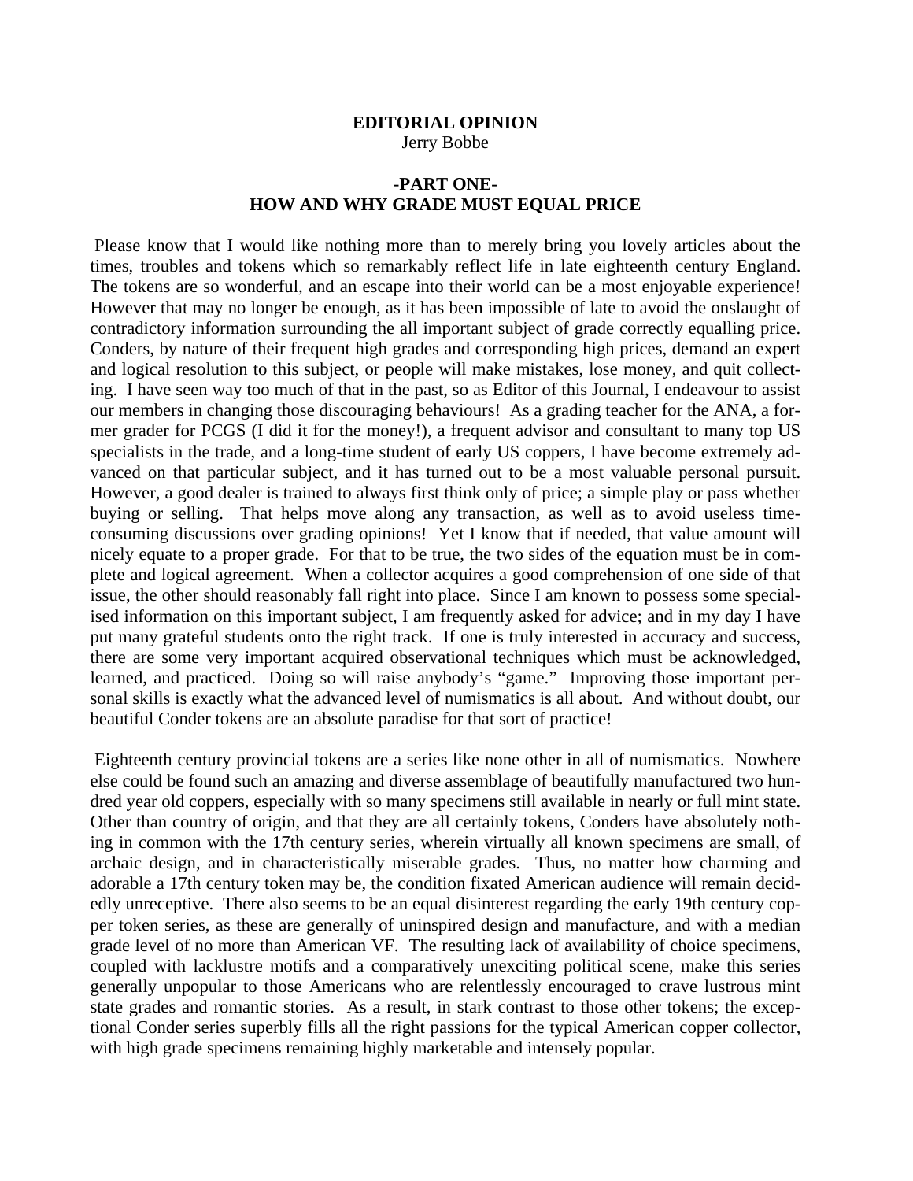**EDITORIAL OPINION**
Jerry Bobbe

## -PART ONE- HOW AND WHY GRADE MUST EQUAL PRICE

Please know that I would like nothing more than to merely bring you lovely articles about the times, troubles and tokens which so remarkably reflect life in late eighteenth century England. The tokens are so wonderful, and an escape into their world can be a most enjoyable experience! However that may no longer be enough, as it has been impossible of late to avoid the onslaught of contradictory information surrounding the all important subject of grade correctly equalling price. Conders, by nature of their frequent high grades and corresponding high prices, demand an expert and logical resolution to this subject, or people will make mistakes, lose money, and quit collecting. I have seen way too much of that in the past, so as Editor of this Journal, I endeavour to assist our members in changing those discouraging behaviours! As a grading teacher for the ANA, a former grader for PCGS (I did it for the money!), a frequent advisor and consultant to many top US specialists in the trade, and a long-time student of early US coppers, I have become extremely advanced on that particular subject, and it has turned out to be a most valuable personal pursuit. However, a good dealer is trained to always first think only of price; a simple play or pass whether buying or selling. That helps move along any transaction, as well as to avoid useless time-consuming discussions over grading opinions! Yet I know that if needed, that value amount will nicely equate to a proper grade. For that to be true, the two sides of the equation must be in complete and logical agreement. When a collector acquires a good comprehension of one side of that issue, the other should reasonably fall right into place. Since I am known to possess some specialised information on this important subject, I am frequently asked for advice; and in my day I have put many grateful students onto the right track. If one is truly interested in accuracy and success, there are some very important acquired observational techniques which must be acknowledged, learned, and practiced. Doing so will raise anybody's "game." Improving those important personal skills is exactly what the advanced level of numismatics is all about. And without doubt, our beautiful Conder tokens are an absolute paradise for that sort of practice!

Eighteenth century provincial tokens are a series like none other in all of numismatics. Nowhere else could be found such an amazing and diverse assemblage of beautifully manufactured two hundred year old coppers, especially with so many specimens still available in nearly or full mint state. Other than country of origin, and that they are all certainly tokens, Conders have absolutely nothing in common with the 17th century series, wherein virtually all known specimens are small, of archaic design, and in characteristically miserable grades. Thus, no matter how charming and adorable a 17th century token may be, the condition fixated American audience will remain decidedly unreceptive. There also seems to be an equal disinterest regarding the early 19th century copper token series, as these are generally of uninspired design and manufacture, and with a median grade level of no more than American VF. The resulting lack of availability of choice specimens, coupled with lacklustre motifs and a comparatively unexciting political scene, make this series generally unpopular to those Americans who are relentlessly encouraged to crave lustrous mint state grades and romantic stories. As a result, in stark contrast to those other tokens; the exceptional Conder series superbly fills all the right passions for the typical American copper collector, with high grade specimens remaining highly marketable and intensely popular.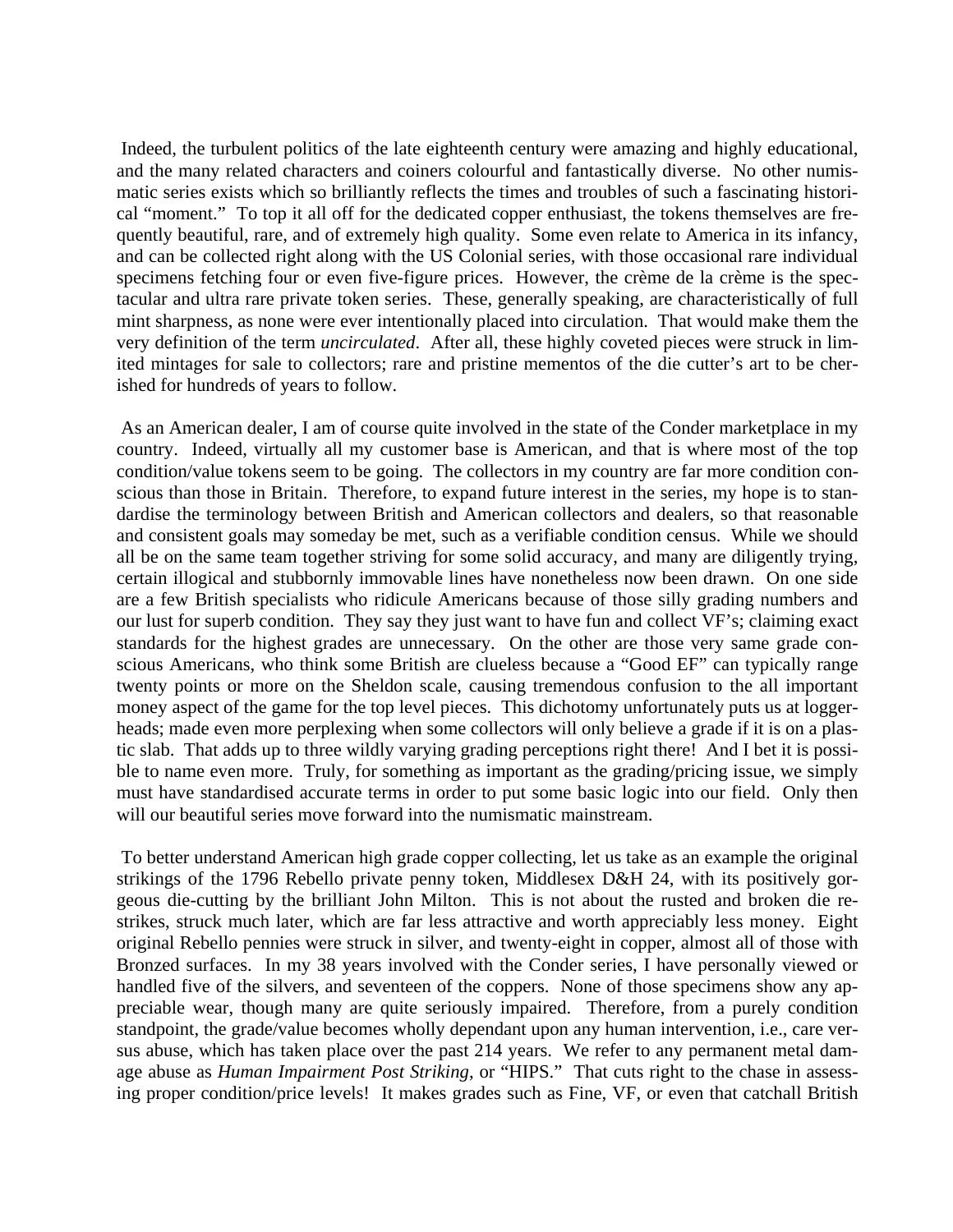Indeed, the turbulent politics of the late eighteenth century were amazing and highly educational, and the many related characters and coiners colourful and fantastically diverse. No other numismatic series exists which so brilliantly reflects the times and troubles of such a fascinating historical "moment." To top it all off for the dedicated copper enthusiast, the tokens themselves are frequently beautiful, rare, and of extremely high quality. Some even relate to America in its infancy, and can be collected right along with the US Colonial series, with those occasional rare individual specimens fetching four or even five-figure prices. However, the crème de la crème is the spectacular and ultra rare private token series. These, generally speaking, are characteristically of full mint sharpness, as none were ever intentionally placed into circulation. That would make them the very definition of the term *uncirculated*. After all, these highly coveted pieces were struck in limited mintages for sale to collectors; rare and pristine mementos of the die cutter's art to be cherished for hundreds of years to follow.

As an American dealer, I am of course quite involved in the state of the Conder marketplace in my country. Indeed, virtually all my customer base is American, and that is where most of the top condition/value tokens seem to be going. The collectors in my country are far more condition conscious than those in Britain. Therefore, to expand future interest in the series, my hope is to standardise the terminology between British and American collectors and dealers, so that reasonable and consistent goals may someday be met, such as a verifiable condition census. While we should all be on the same team together striving for some solid accuracy, and many are diligently trying, certain illogical and stubbornly immovable lines have nonetheless now been drawn. On one side are a few British specialists who ridicule Americans because of those silly grading numbers and our lust for superb condition. They say they just want to have fun and collect VF's; claiming exact standards for the highest grades are unnecessary. On the other are those very same grade conscious Americans, who think some British are clueless because a "Good EF" can typically range twenty points or more on the Sheldon scale, causing tremendous confusion to the all important money aspect of the game for the top level pieces. This dichotomy unfortunately puts us at loggerheads; made even more perplexing when some collectors will only believe a grade if it is on a plastic slab. That adds up to three wildly varying grading perceptions right there! And I bet it is possible to name even more. Truly, for something as important as the grading/pricing issue, we simply must have standardised accurate terms in order to put some basic logic into our field. Only then will our beautiful series move forward into the numismatic mainstream.

To better understand American high grade copper collecting, let us take as an example the original strikings of the 1796 Rebello private penny token, Middlesex D&H 24, with its positively gorgeous die-cutting by the brilliant John Milton. This is not about the rusted and broken die restrikes, struck much later, which are far less attractive and worth appreciably less money. Eight original Rebello pennies were struck in silver, and twenty-eight in copper, almost all of those with Bronzed surfaces. In my 38 years involved with the Conder series, I have personally viewed or handled five of the silvers, and seventeen of the coppers. None of those specimens show any appreciable wear, though many are quite seriously impaired. Therefore, from a purely condition standpoint, the grade/value becomes wholly dependant upon any human intervention, i.e., care versus abuse, which has taken place over the past 214 years. We refer to any permanent metal damage abuse as *Human Impairment Post Striking*, or "HIPS." That cuts right to the chase in assessing proper condition/price levels! It makes grades such as Fine, VF, or even that catchall British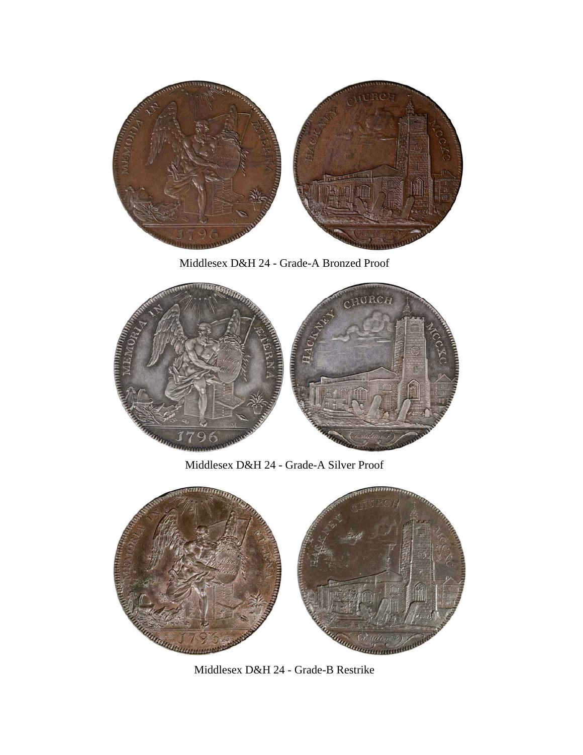Middlesex D&H 24 - Grade-A Bronzed Proof

Middlesex D&H 24 - Grade-A Silver Proof

Middlesex D&H 24 - Grade-B Restrike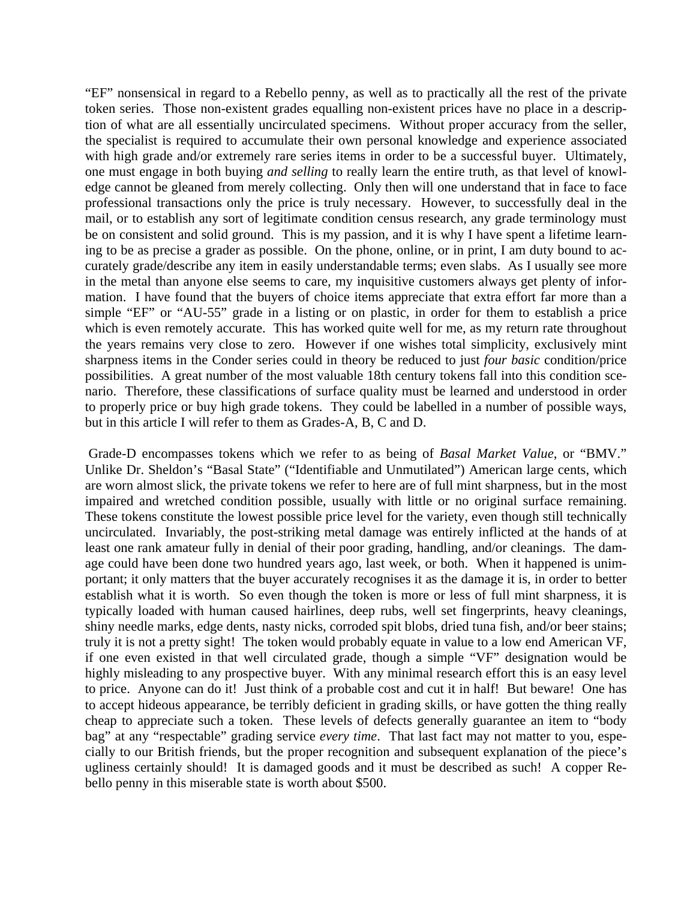"EF" nonsensical in regard to a Rebello penny, as well as to practically all the rest of the private token series. Those non-existent grades equalling non-existent prices have no place in a description of what are all essentially uncirculated specimens. Without proper accuracy from the seller, the specialist is required to accumulate their own personal knowledge and experience associated with high grade and/or extremely rare series items in order to be a successful buyer. Ultimately, one must engage in both buying *and selling* to really learn the entire truth, as that level of knowledge cannot be gleaned from merely collecting. Only then will one understand that in face to face professional transactions only the price is truly necessary. However, to successfully deal in the mail, or to establish any sort of legitimate condition census research, any grade terminology must be on consistent and solid ground. This is my passion, and it is why I have spent a lifetime learning to be as precise a grader as possible. On the phone, online, or in print, I am duty bound to accurately grade/describe any item in easily understandable terms; even slabs. As I usually see more in the metal than anyone else seems to care, my inquisitive customers always get plenty of information. I have found that the buyers of choice items appreciate that extra effort far more than a simple "EF" or "AU-55" grade in a listing or on plastic, in order for them to establish a price which is even remotely accurate. This has worked quite well for me, as my return rate throughout the years remains very close to zero. However if one wishes total simplicity, exclusively mint sharpness items in the Conder series could in theory be reduced to just *four basic* condition/price possibilities. A great number of the most valuable 18th century tokens fall into this condition scenario. Therefore, these classifications of surface quality must be learned and understood in order to properly price or buy high grade tokens. They could be labelled in a number of possible ways, but in this article I will refer to them as Grades-A, B, C and D.

Grade-D encompasses tokens which we refer to as being of *Basal Market Value*, or "BMV." Unlike Dr. Sheldon's "Basal State" ("Identifiable and Unmutilated") American large cents, which are worn almost slick, the private tokens we refer to here are of full mint sharpness, but in the most impaired and wretched condition possible, usually with little or no original surface remaining. These tokens constitute the lowest possible price level for the variety, even though still technically uncirculated. Invariably, the post-striking metal damage was entirely inflicted at the hands of at least one rank amateur fully in denial of their poor grading, handling, and/or cleanings. The damage could have been done two hundred years ago, last week, or both. When it happened is unimportant; it only matters that the buyer accurately recognises it as the damage it is, in order to better establish what it is worth. So even though the token is more or less of full mint sharpness, it is typically loaded with human caused hairlines, deep rubs, well set fingerprints, heavy cleanings, shiny needle marks, edge dents, nasty nicks, corroded spit blobs, dried tuna fish, and/or beer stains; truly it is not a pretty sight! The token would probably equate in value to a low end American VF, if one even existed in that well circulated grade, though a simple "VF" designation would be highly misleading to any prospective buyer. With any minimal research effort this is an easy level to price. Anyone can do it! Just think of a probable cost and cut it in half! But beware! One has to accept hideous appearance, be terribly deficient in grading skills, or have gotten the thing really cheap to appreciate such a token. These levels of defects generally guarantee an item to "body bag" at any "respectable" grading service *every time*. That last fact may not matter to you, especially to our British friends, but the proper recognition and subsequent explanation of the piece's ugliness certainly should! It is damaged goods and it must be described as such! A copper Rebello penny in this miserable state is worth about $500.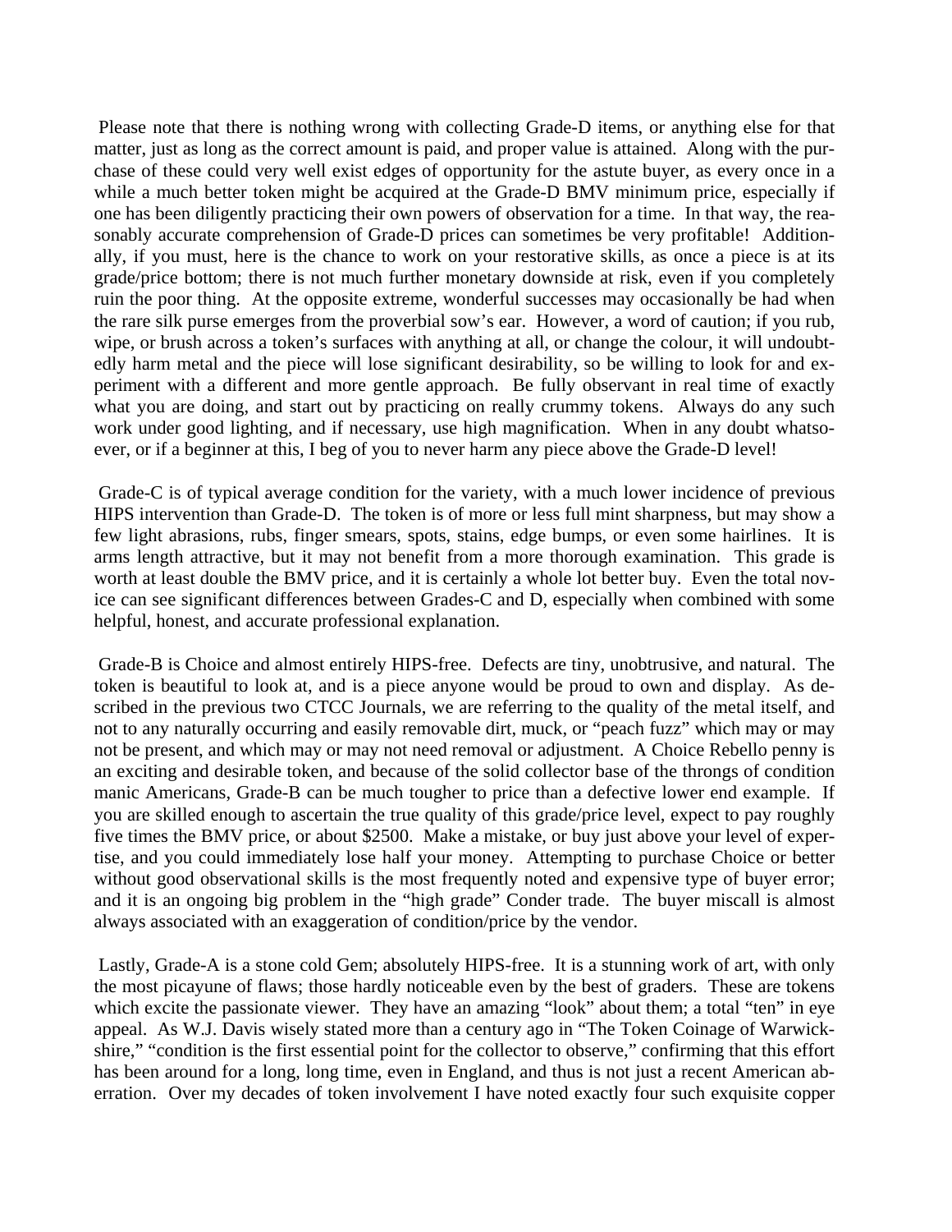Please note that there is nothing wrong with collecting Grade-D items, or anything else for that matter, just as long as the correct amount is paid, and proper value is attained. Along with the purchase of these could very well exist edges of opportunity for the astute buyer, as every once in a while a much better token might be acquired at the Grade-D BMV minimum price, especially if one has been diligently practicing their own powers of observation for a time. In that way, the reasonably accurate comprehension of Grade-D prices can sometimes be very profitable! Additionally, if you must, here is the chance to work on your restorative skills, as once a piece is at its grade/price bottom; there is not much further monetary downside at risk, even if you completely ruin the poor thing. At the opposite extreme, wonderful successes may occasionally be had when the rare silk purse emerges from the proverbial sow's ear. However, a word of caution; if you rub, wipe, or brush across a token's surfaces with anything at all, or change the colour, it will undoubtedly harm metal and the piece will lose significant desirability, so be willing to look for and experiment with a different and more gentle approach. Be fully observant in real time of exactly what you are doing, and start out by practicing on really crummy tokens. Always do any such work under good lighting, and if necessary, use high magnification. When in any doubt whatsoever, or if a beginner at this, I beg of you to never harm any piece above the Grade-D level!

Grade-C is of typical average condition for the variety, with a much lower incidence of previous HIPS intervention than Grade-D. The token is of more or less full mint sharpness, but may show a few light abrasions, rubs, finger smears, spots, stains, edge bumps, or even some hairlines. It is arms length attractive, but it may not benefit from a more thorough examination. This grade is worth at least double the BMV price, and it is certainly a whole lot better buy. Even the total novice can see significant differences between Grades-C and D, especially when combined with some helpful, honest, and accurate professional explanation.

Grade-B is Choice and almost entirely HIPS-free. Defects are tiny, unobtrusive, and natural. The token is beautiful to look at, and is a piece anyone would be proud to own and display. As described in the previous two CTCC Journals, we are referring to the quality of the metal itself, and not to any naturally occurring and easily removable dirt, muck, or "peach fuzz" which may or may not be present, and which may or may not need removal or adjustment. A Choice Rebello penny is an exciting and desirable token, and because of the solid collector base of the throngs of condition manic Americans, Grade-B can be much tougher to price than a defective lower end example. If you are skilled enough to ascertain the true quality of this grade/price level, expect to pay roughly five times the BMV price, or about $2500. Make a mistake, or buy just above your level of expertise, and you could immediately lose half your money. Attempting to purchase Choice or better without good observational skills is the most frequently noted and expensive type of buyer error; and it is an ongoing big problem in the "high grade" Conder trade. The buyer miscall is almost always associated with an exaggeration of condition/price by the vendor.

Lastly, Grade-A is a stone cold Gem; absolutely HIPS-free. It is a stunning work of art, with only the most picayune of flaws; those hardly noticeable even by the best of graders. These are tokens which excite the passionate viewer. They have an amazing "look" about them; a total "ten" in eye appeal. As W.J. Davis wisely stated more than a century ago in "The Token Coinage of Warwickshire," "condition is the first essential point for the collector to observe," confirming that this effort has been around for a long, long time, even in England, and thus is not just a recent American aberration. Over my decades of token involvement I have noted exactly four such exquisite copper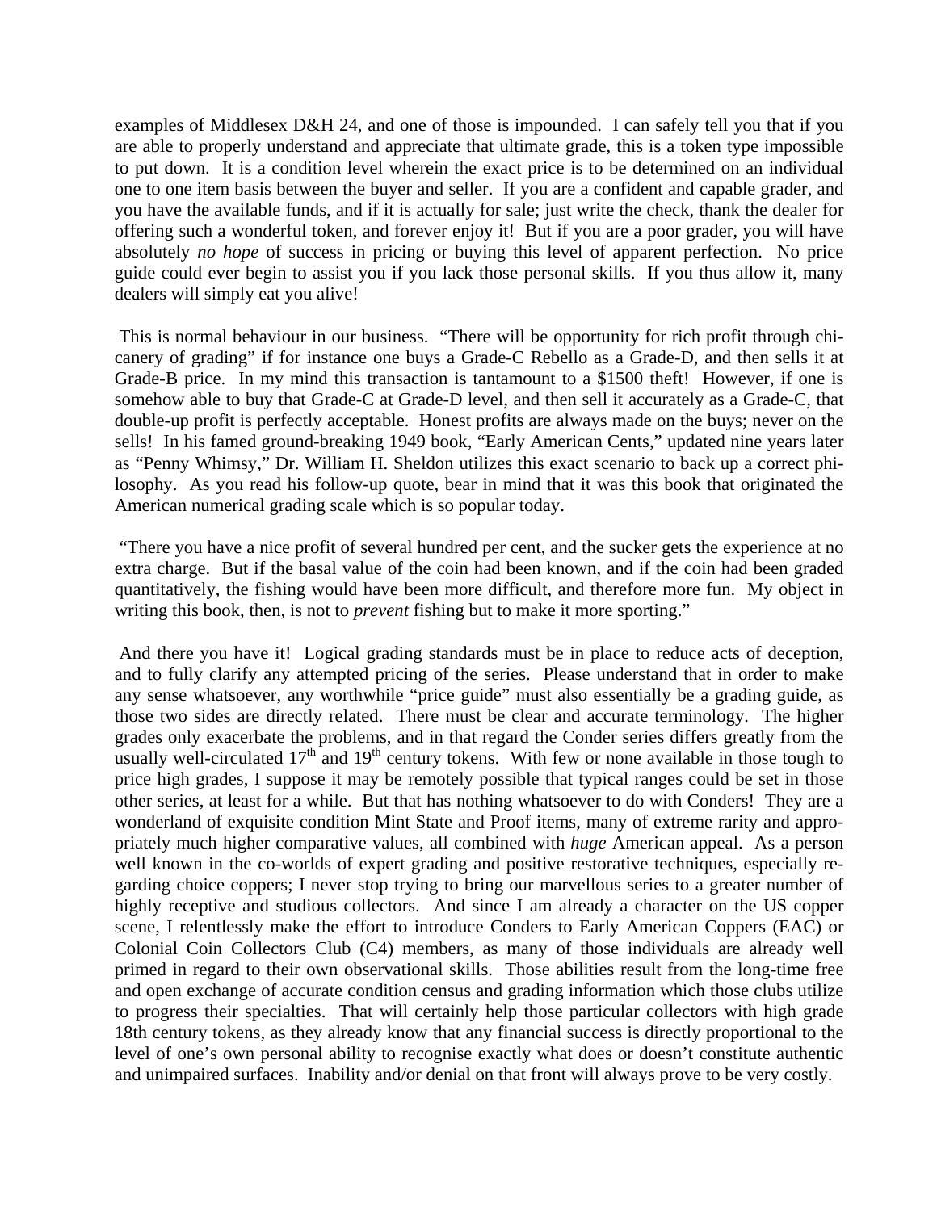examples of Middlesex D&H 24, and one of those is impounded. I can safely tell you that if you are able to properly understand and appreciate that ultimate grade, this is a token type impossible to put down. It is a condition level wherein the exact price is to be determined on an individual one to one item basis between the buyer and seller. If you are a confident and capable grader, and you have the available funds, and if it is actually for sale; just write the check, thank the dealer for offering such a wonderful token, and forever enjoy it! But if you are a poor grader, you will have absolutely *no hope* of success in pricing or buying this level of apparent perfection. No price guide could ever begin to assist you if you lack those personal skills. If you thus allow it, many dealers will simply eat you alive!

This is normal behaviour in our business. "There will be opportunity for rich profit through chicanery of grading" if for instance one buys a Grade-C Rebello as a Grade-D, and then sells it at Grade-B price. In my mind this transaction is tantamount to a $1500 theft! However, if one is somehow able to buy that Grade-C at Grade-D level, and then sell it accurately as a Grade-C, that double-up profit is perfectly acceptable. Honest profits are always made on the buys; never on the sells! In his famed ground-breaking 1949 book, "Early American Cents," updated nine years later as "Penny Whimsy," Dr. William H. Sheldon utilizes this exact scenario to back up a correct philosophy. As you read his follow-up quote, bear in mind that it was this book that originated the American numerical grading scale which is so popular today.

"There you have a nice profit of several hundred per cent, and the sucker gets the experience at no extra charge. But if the basal value of the coin had been known, and if the coin had been graded quantitatively, the fishing would have been more difficult, and therefore more fun. My object in writing this book, then, is not to *prevent* fishing but to make it more sporting."

And there you have it! Logical grading standards must be in place to reduce acts of deception, and to fully clarify any attempted pricing of the series. Please understand that in order to make any sense whatsoever, any worthwhile "price guide" must also essentially be a grading guide, as those two sides are directly related. There must be clear and accurate terminology. The higher grades only exacerbate the problems, and in that regard the Conder series differs greatly from the usually well-circulated 17th and 19th century tokens. With few or none available in those tough to price high grades, I suppose it may be remotely possible that typical ranges could be set in those other series, at least for a while. But that has nothing whatsoever to do with Conders! They are a wonderland of exquisite condition Mint State and Proof items, many of extreme rarity and appropriately much higher comparative values, all combined with *huge* American appeal. As a person well known in the co-worlds of expert grading and positive restorative techniques, especially regarding choice coppers; I never stop trying to bring our marvellous series to a greater number of highly receptive and studious collectors. And since I am already a character on the US copper scene, I relentlessly make the effort to introduce Conders to Early American Coppers (EAC) or Colonial Coin Collectors Club (C4) members, as many of those individuals are already well primed in regard to their own observational skills. Those abilities result from the long-time free and open exchange of accurate condition census and grading information which those clubs utilize to progress their specialties. That will certainly help those particular collectors with high grade 18th century tokens, as they already know that any financial success is directly proportional to the level of one's own personal ability to recognise exactly what does or doesn't constitute authentic and unimpaired surfaces. Inability and/or denial on that front will always prove to be very costly.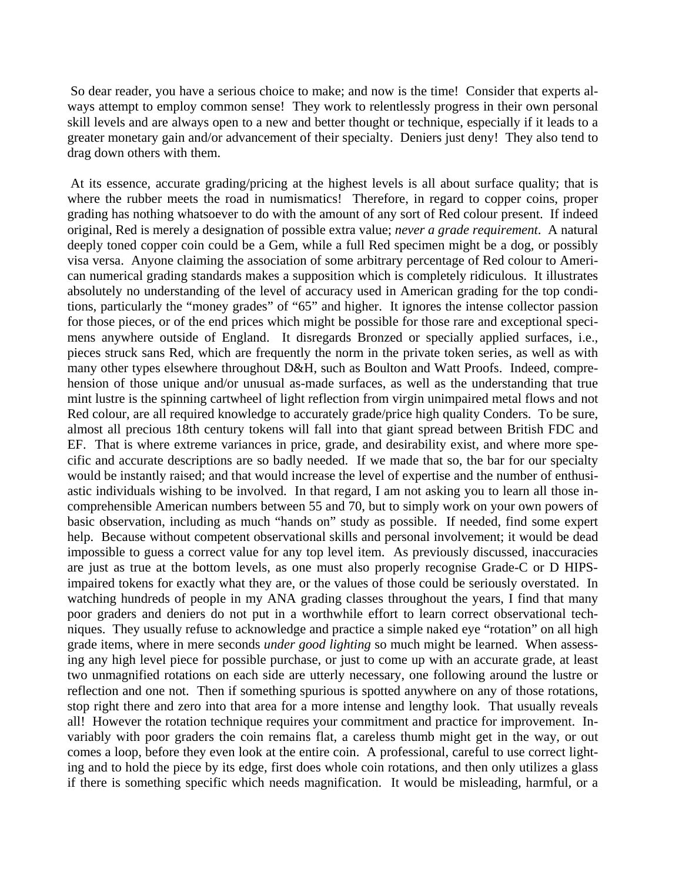So dear reader, you have a serious choice to make; and now is the time! Consider that experts always attempt to employ common sense! They work to relentlessly progress in their own personal skill levels and are always open to a new and better thought or technique, especially if it leads to a greater monetary gain and/or advancement of their specialty. Deniers just deny! They also tend to drag down others with them.

At its essence, accurate grading/pricing at the highest levels is all about surface quality; that is where the rubber meets the road in numismatics! Therefore, in regard to copper coins, proper grading has nothing whatsoever to do with the amount of any sort of Red colour present. If indeed original, Red is merely a designation of possible extra value; *never a grade requirement*. A natural deeply toned copper coin could be a Gem, while a full Red specimen might be a dog, or possibly visa versa. Anyone claiming the association of some arbitrary percentage of Red colour to American numerical grading standards makes a supposition which is completely ridiculous. It illustrates absolutely no understanding of the level of accuracy used in American grading for the top conditions, particularly the "money grades" of "65" and higher. It ignores the intense collector passion for those pieces, or of the end prices which might be possible for those rare and exceptional specimens anywhere outside of England. It disregards Bronzed or specially applied surfaces, i.e., pieces struck sans Red, which are frequently the norm in the private token series, as well as with many other types elsewhere throughout D&H, such as Boulton and Watt Proofs. Indeed, comprehension of those unique and/or unusual as-made surfaces, as well as the understanding that true mint lustre is the spinning cartwheel of light reflection from virgin unimpaired metal flows and not Red colour, are all required knowledge to accurately grade/price high quality Conders. To be sure, almost all precious 18th century tokens will fall into that giant spread between British FDC and EF. That is where extreme variances in price, grade, and desirability exist, and where more specific and accurate descriptions are so badly needed. If we made that so, the bar for our specialty would be instantly raised; and that would increase the level of expertise and the number of enthusiastic individuals wishing to be involved. In that regard, I am not asking you to learn all those incomprehensible American numbers between 55 and 70, but to simply work on your own powers of basic observation, including as much "hands on" study as possible. If needed, find some expert help. Because without competent observational skills and personal involvement; it would be dead impossible to guess a correct value for any top level item. As previously discussed, inaccuracies are just as true at the bottom levels, as one must also properly recognise Grade-C or D HIPS-impaired tokens for exactly what they are, or the values of those could be seriously overstated. In watching hundreds of people in my ANA grading classes throughout the years, I find that many poor graders and deniers do not put in a worthwhile effort to learn correct observational techniques. They usually refuse to acknowledge and practice a simple naked eye "rotation" on all high grade items, where in mere seconds *under good lighting* so much might be learned. When assessing any high level piece for possible purchase, or just to come up with an accurate grade, at least two unmagnified rotations on each side are utterly necessary, one following around the lustre or reflection and one not. Then if something spurious is spotted anywhere on any of those rotations, stop right there and zero into that area for a more intense and lengthy look. That usually reveals all! However the rotation technique requires your commitment and practice for improvement. Invariably with poor graders the coin remains flat, a careless thumb might get in the way, or out comes a loop, before they even look at the entire coin. A professional, careful to use correct lighting and to hold the piece by its edge, first does whole coin rotations, and then only utilizes a glass if there is something specific which needs magnification. It would be misleading, harmful, or a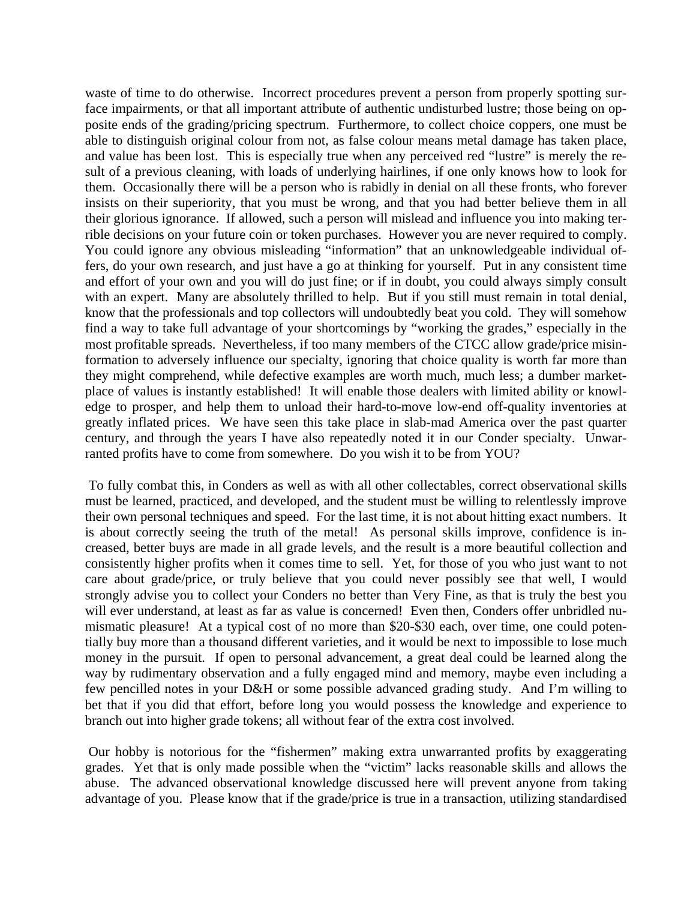waste of time to do otherwise. Incorrect procedures prevent a person from properly spotting surface impairments, or that all important attribute of authentic undisturbed lustre; those being on opposite ends of the grading/pricing spectrum. Furthermore, to collect choice coppers, one must be able to distinguish original colour from not, as false colour means metal damage has taken place, and value has been lost. This is especially true when any perceived red "lustre" is merely the result of a previous cleaning, with loads of underlying hairlines, if one only knows how to look for them. Occasionally there will be a person who is rabidly in denial on all these fronts, who forever insists on their superiority, that you must be wrong, and that you had better believe them in all their glorious ignorance. If allowed, such a person will mislead and influence you into making terrible decisions on your future coin or token purchases. However you are never required to comply. You could ignore any obvious misleading "information" that an unknowledgeable individual offers, do your own research, and just have a go at thinking for yourself. Put in any consistent time and effort of your own and you will do just fine; or if in doubt, you could always simply consult with an expert. Many are absolutely thrilled to help. But if you still must remain in total denial, know that the professionals and top collectors will undoubtedly beat you cold. They will somehow find a way to take full advantage of your shortcomings by "working the grades," especially in the most profitable spreads. Nevertheless, if too many members of the CTCC allow grade/price misinformation to adversely influence our specialty, ignoring that choice quality is worth far more than they might comprehend, while defective examples are worth much, much less; a dumber marketplace of values is instantly established! It will enable those dealers with limited ability or knowledge to prosper, and help them to unload their hard-to-move low-end off-quality inventories at greatly inflated prices. We have seen this take place in slab-mad America over the past quarter century, and through the years I have also repeatedly noted it in our Conder specialty. Unwarranted profits have to come from somewhere. Do you wish it to be from YOU?

To fully combat this, in Conders as well as with all other collectables, correct observational skills must be learned, practiced, and developed, and the student must be willing to relentlessly improve their own personal techniques and speed. For the last time, it is not about hitting exact numbers. It is about correctly seeing the truth of the metal! As personal skills improve, confidence is increased, better buys are made in all grade levels, and the result is a more beautiful collection and consistently higher profits when it comes time to sell. Yet, for those of you who just want to not care about grade/price, or truly believe that you could never possibly see that well, I would strongly advise you to collect your Conders no better than Very Fine, as that is truly the best you will ever understand, at least as far as value is concerned! Even then, Conders offer unbridled numismatic pleasure! At a typical cost of no more than $20-$30 each, over time, one could potentially buy more than a thousand different varieties, and it would be next to impossible to lose much money in the pursuit. If open to personal advancement, a great deal could be learned along the way by rudimentary observation and a fully engaged mind and memory, maybe even including a few pencilled notes in your D&H or some possible advanced grading study. And I'm willing to bet that if you did that effort, before long you would possess the knowledge and experience to branch out into higher grade tokens; all without fear of the extra cost involved.

Our hobby is notorious for the "fishermen" making extra unwarranted profits by exaggerating grades. Yet that is only made possible when the "victim" lacks reasonable skills and allows the abuse. The advanced observational knowledge discussed here will prevent anyone from taking advantage of you. Please know that if the grade/price is true in a transaction, utilizing standardised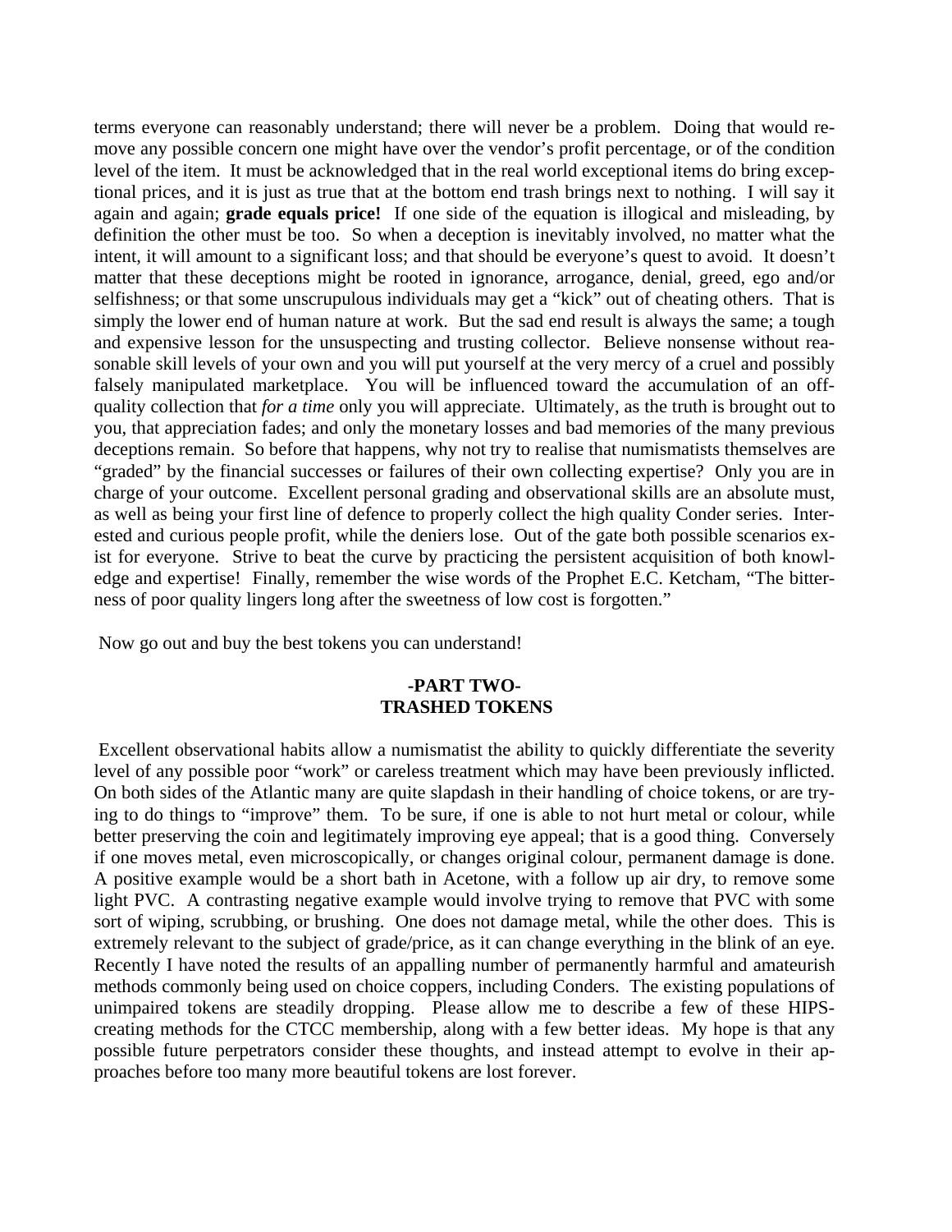terms everyone can reasonably understand; there will never be a problem. Doing that would remove any possible concern one might have over the vendor's profit percentage, or of the condition level of the item. It must be acknowledged that in the real world exceptional items do bring exceptional prices, and it is just as true that at the bottom end trash brings next to nothing. I will say it again and again; **grade equals price!** If one side of the equation is illogical and misleading, by definition the other must be too. So when a deception is inevitably involved, no matter what the intent, it will amount to a significant loss; and that should be everyone's quest to avoid. It doesn't matter that these deceptions might be rooted in ignorance, arrogance, denial, greed, ego and/or selfishness; or that some unscrupulous individuals may get a "kick" out of cheating others. That is simply the lower end of human nature at work. But the sad end result is always the same; a tough and expensive lesson for the unsuspecting and trusting collector. Believe nonsense without reasonable skill levels of your own and you will put yourself at the very mercy of a cruel and possibly falsely manipulated marketplace. You will be influenced toward the accumulation of an off-quality collection that *for a time* only you will appreciate. Ultimately, as the truth is brought out to you, that appreciation fades; and only the monetary losses and bad memories of the many previous deceptions remain. So before that happens, why not try to realise that numismatists themselves are "graded" by the financial successes or failures of their own collecting expertise? Only you are in charge of your outcome. Excellent personal grading and observational skills are an absolute must, as well as being your first line of defence to properly collect the high quality Conder series. Interested and curious people profit, while the deniers lose. Out of the gate both possible scenarios exist for everyone. Strive to beat the curve by practicing the persistent acquisition of both knowledge and expertise! Finally, remember the wise words of the Prophet E.C. Ketcham, "The bitterness of poor quality lingers long after the sweetness of low cost is forgotten."

Now go out and buy the best tokens you can understand!

## -PART TWO-
## TRASHED TOKENS

Excellent observational habits allow a numismatist the ability to quickly differentiate the severity level of any possible poor "work" or careless treatment which may have been previously inflicted. On both sides of the Atlantic many are quite slapdash in their handling of choice tokens, or are trying to do things to "improve" them. To be sure, if one is able to not hurt metal or colour, while better preserving the coin and legitimately improving eye appeal; that is a good thing. Conversely if one moves metal, even microscopically, or changes original colour, permanent damage is done. A positive example would be a short bath in Acetone, with a follow up air dry, to remove some light PVC. A contrasting negative example would involve trying to remove that PVC with some sort of wiping, scrubbing, or brushing. One does not damage metal, while the other does. This is extremely relevant to the subject of grade/price, as it can change everything in the blink of an eye. Recently I have noted the results of an appalling number of permanently harmful and amateurish methods commonly being used on choice coppers, including Conders. The existing populations of unimpaired tokens are steadily dropping. Please allow me to describe a few of these HIPS-creating methods for the CTCC membership, along with a few better ideas. My hope is that any possible future perpetrators consider these thoughts, and instead attempt to evolve in their approaches before too many more beautiful tokens are lost forever.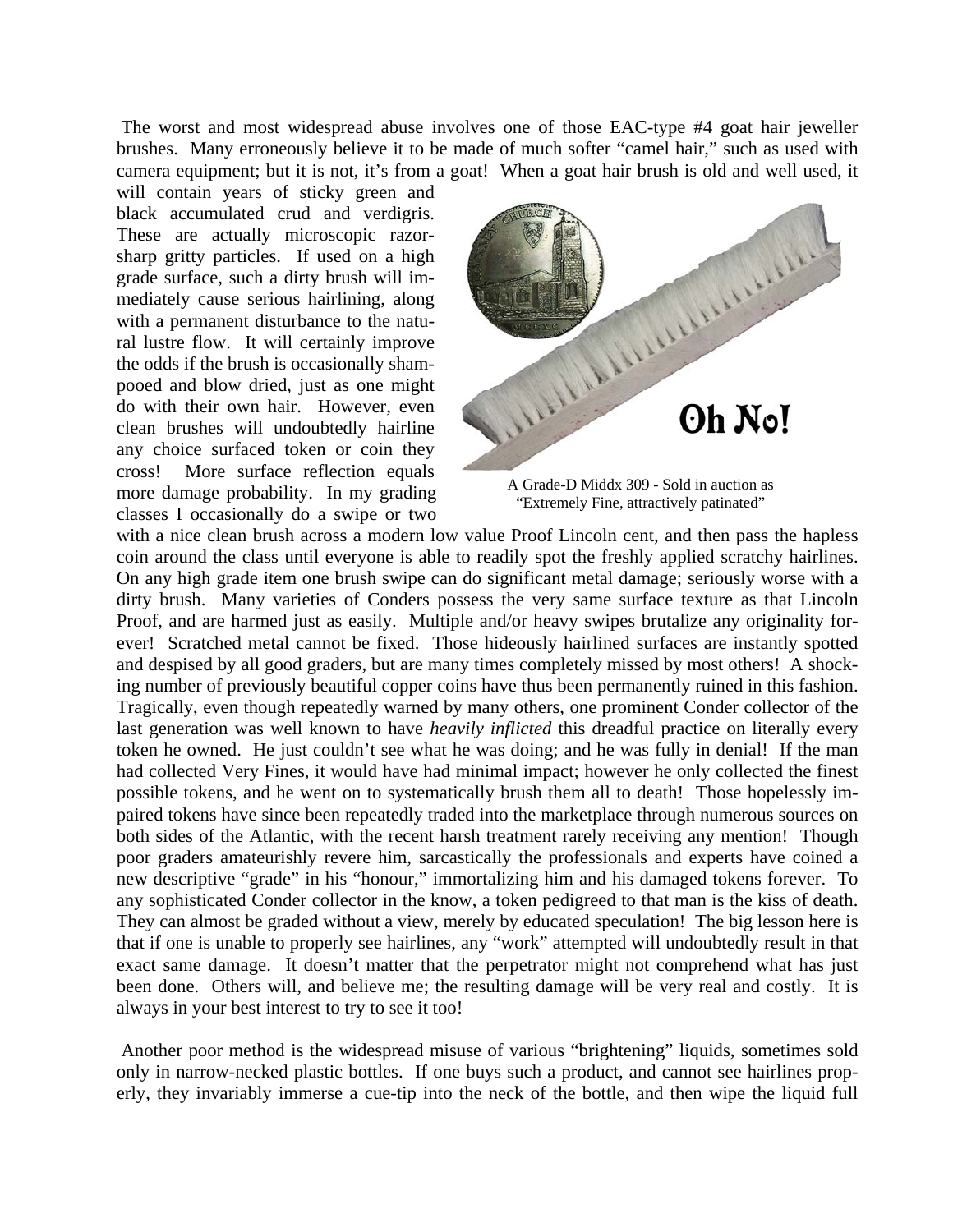The worst and most widespread abuse involves one of those EAC-type #4 goat hair jeweller brushes. Many erroneously believe it to be made of much softer "camel hair," such as used with camera equipment; but it is not, it's from a goat! When a goat hair brush is old and well used, it will contain years of sticky green and black accumulated crud and verdigris. These are actually microscopic razor-sharp gritty particles. If used on a high grade surface, such a dirty brush will immediately cause serious hairlining, along with a permanent disturbance to the natural lustre flow. It will certainly improve the odds if the brush is occasionally shampooed and blow dried, just as one might do with their own hair. However, even clean brushes will undoubtedly hairline any choice surfaced token or coin they cross! More surface reflection equals more damage probability. In my grading classes I occasionally do a swipe or two with a nice clean brush across a modern low value Proof Lincoln cent, and then pass the hapless coin around the class until everyone is able to readily spot the freshly applied scratchy hairlines. On any high grade item one brush swipe can do significant metal damage; seriously worse with a dirty brush. Many varieties of Conders possess the very same surface texture as that Lincoln Proof, and are harmed just as easily. Multiple and/or heavy swipes brutalize any originality forever! Scratched metal cannot be fixed. Those hideously hairlined surfaces are instantly spotted and despised by all good graders, but are many times completely missed by most others! A shocking number of previously beautiful copper coins have thus been permanently ruined in this fashion. Tragically, even though repeatedly warned by many others, one prominent Conder collector of the last generation was well known to have *heavily inflicted* this dreadful practice on literally every token he owned. He just couldn't see what he was doing; and he was fully in denial! If the man had collected Very Fines, it would have had minimal impact; however he only collected the finest possible tokens, and he went on to systematically brush them all to death! Those hopelessly impaired tokens have since been repeatedly traded into the marketplace through numerous sources on both sides of the Atlantic, with the recent harsh treatment rarely receiving any mention! Though poor graders amateurishly revere him, sarcastically the professionals and experts have coined a new descriptive "grade" in his "honour," immortalizing him and his damaged tokens forever. To any sophisticated Conder collector in the know, a token pedigreed to that man is the kiss of death. They can almost be graded without a view, merely by educated speculation! The big lesson here is that if one is unable to properly see hairlines, any "work" attempted will undoubtedly result in that exact same damage. It doesn't matter that the perpetrator might not comprehend what has just been done. Others will, and believe me; the resulting damage will be very real and costly. It is always in your best interest to try to see it too!

Oh No!

A Grade-D Middx 309 - Sold in auction as "Extremely Fine, attractively patinated"

Another poor method is the widespread misuse of various "brightening" liquids, sometimes sold only in narrow-necked plastic bottles. If one buys such a product, and cannot see hairlines properly, they invariably immerse a cue-tip into the neck of the bottle, and then wipe the liquid full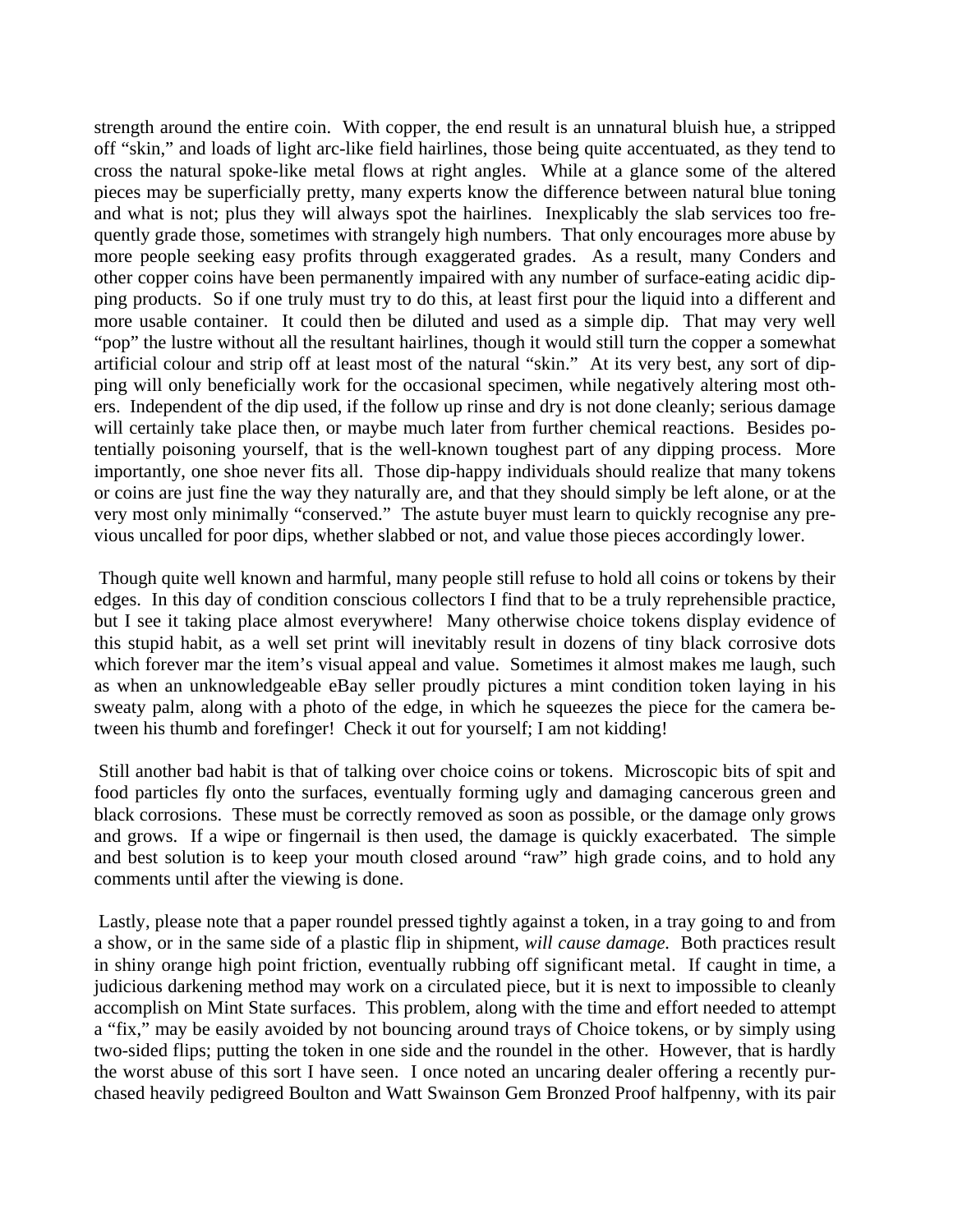strength around the entire coin. With copper, the end result is an unnatural bluish hue, a stripped off "skin," and loads of light arc-like field hairlines, those being quite accentuated, as they tend to cross the natural spoke-like metal flows at right angles. While at a glance some of the altered pieces may be superficially pretty, many experts know the difference between natural blue toning and what is not; plus they will always spot the hairlines. Inexplicably the slab services too frequently grade those, sometimes with strangely high numbers. That only encourages more abuse by more people seeking easy profits through exaggerated grades. As a result, many Conders and other copper coins have been permanently impaired with any number of surface-eating acidic dipping products. So if one truly must try to do this, at least first pour the liquid into a different and more usable container. It could then be diluted and used as a simple dip. That may very well "pop" the lustre without all the resultant hairlines, though it would still turn the copper a somewhat artificial colour and strip off at least most of the natural "skin." At its very best, any sort of dipping will only beneficially work for the occasional specimen, while negatively altering most others. Independent of the dip used, if the follow up rinse and dry is not done cleanly; serious damage will certainly take place then, or maybe much later from further chemical reactions. Besides potentially poisoning yourself, that is the well-known toughest part of any dipping process. More importantly, one shoe never fits all. Those dip-happy individuals should realize that many tokens or coins are just fine the way they naturally are, and that they should simply be left alone, or at the very most only minimally "conserved." The astute buyer must learn to quickly recognise any previous uncalled for poor dips, whether slabbed or not, and value those pieces accordingly lower.

Though quite well known and harmful, many people still refuse to hold all coins or tokens by their edges. In this day of condition conscious collectors I find that to be a truly reprehensible practice, but I see it taking place almost everywhere! Many otherwise choice tokens display evidence of this stupid habit, as a well set print will inevitably result in dozens of tiny black corrosive dots which forever mar the item's visual appeal and value. Sometimes it almost makes me laugh, such as when an unknowledgeable eBay seller proudly pictures a mint condition token laying in his sweaty palm, along with a photo of the edge, in which he squeezes the piece for the camera between his thumb and forefinger! Check it out for yourself; I am not kidding!

Still another bad habit is that of talking over choice coins or tokens. Microscopic bits of spit and food particles fly onto the surfaces, eventually forming ugly and damaging cancerous green and black corrosions. These must be correctly removed as soon as possible, or the damage only grows and grows. If a wipe or fingernail is then used, the damage is quickly exacerbated. The simple and best solution is to keep your mouth closed around "raw" high grade coins, and to hold any comments until after the viewing is done.

Lastly, please note that a paper roundel pressed tightly against a token, in a tray going to and from a show, or in the same side of a plastic flip in shipment, *will cause damage*. Both practices result in shiny orange high point friction, eventually rubbing off significant metal. If caught in time, a judicious darkening method may work on a circulated piece, but it is next to impossible to cleanly accomplish on Mint State surfaces. This problem, along with the time and effort needed to attempt a "fix," may be easily avoided by not bouncing around trays of Choice tokens, or by simply using two-sided flips; putting the token in one side and the roundel in the other. However, that is hardly the worst abuse of this sort I have seen. I once noted an uncaring dealer offering a recently purchased heavily pedigreed Boulton and Watt Swainson Gem Bronzed Proof halfpenny, with its pair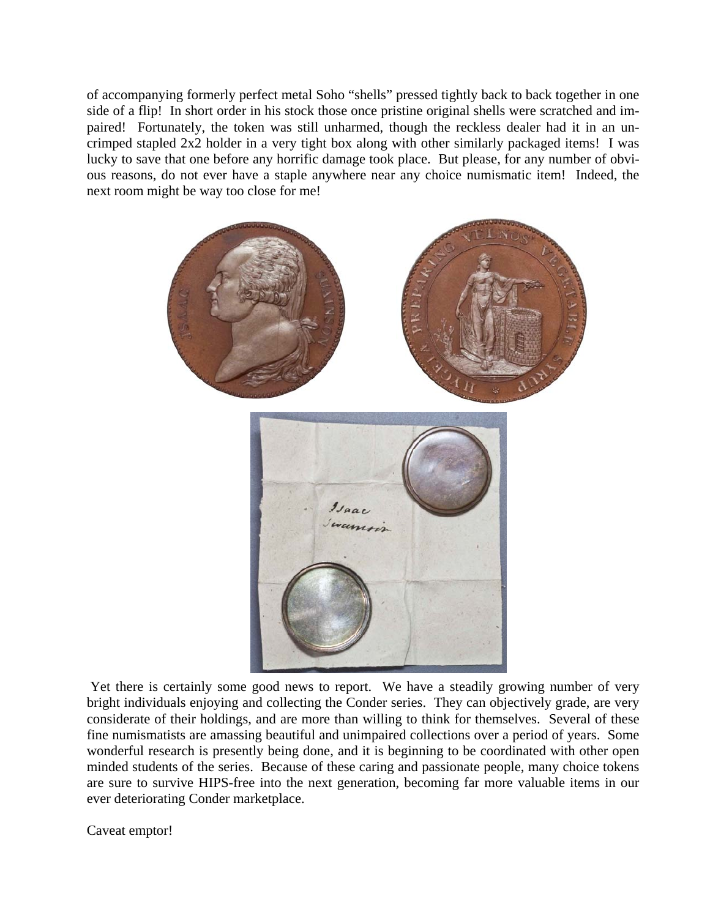of accompanying formerly perfect metal Soho "shells" pressed tightly back to back together in one side of a flip! In short order in his stock those once pristine original shells were scratched and impaired! Fortunately, the token was still unharmed, though the reckless dealer had it in an uncrimped stapled 2x2 holder in a very tight box along with other similarly packaged items! I was lucky to save that one before any horrific damage took place. But please, for any number of obvious reasons, do not ever have a staple anywhere near any choice numismatic item! Indeed, the next room might be way too close for me!

Yet there is certainly some good news to report. We have a steadily growing number of very bright individuals enjoying and collecting the Conder series. They can objectively grade, are very considerate of their holdings, and are more than willing to think for themselves. Several of these fine numismatists are amassing beautiful and unimpaired collections over a period of years. Some wonderful research is presently being done, and it is beginning to be coordinated with other open minded students of the series. Because of these caring and passionate people, many choice tokens are sure to survive HIPS-free into the next generation, becoming far more valuable items in our ever deteriorating Conder marketplace.

Caveat emptor!